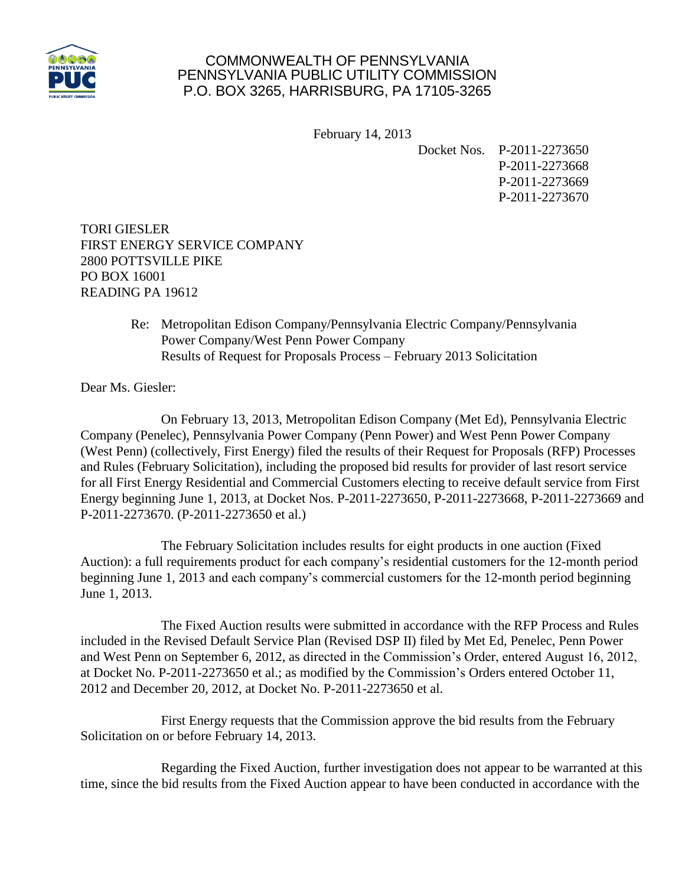COMMONWEALTH OF PENNSYLVANIA
PENNSYLVANIA PUBLIC UTILITY COMMISSION
P.O. BOX 3265, HARRISBURG, PA 17105-3265

February 14, 2013

Docket Nos. P-2011-2273650
P-2011-2273668
P-2011-2273669
P-2011-2273670

TORI GIESLER
FIRST ENERGY SERVICE COMPANY
2800 POTTSVILLE PIKE
PO BOX 16001
READING PA 19612

Re: Metropolitan Edison Company/Pennsylvania Electric Company/Pennsylvania Power Company/West Penn Power Company
Results of Request for Proposals Process – February 2013 Solicitation

Dear Ms. Giesler:

On February 13, 2013, Metropolitan Edison Company (Met Ed), Pennsylvania Electric Company (Penelec), Pennsylvania Power Company (Penn Power) and West Penn Power Company (West Penn) (collectively, First Energy) filed the results of their Request for Proposals (RFP) Processes and Rules (February Solicitation), including the proposed bid results for provider of last resort service for all First Energy Residential and Commercial Customers electing to receive default service from First Energy beginning June 1, 2013, at Docket Nos. P-2011-2273650, P-2011-2273668, P-2011-2273669 and P-2011-2273670. (P-2011-2273650 et al.)

The February Solicitation includes results for eight products in one auction (Fixed Auction): a full requirements product for each company's residential customers for the 12-month period beginning June 1, 2013 and each company's commercial customers for the 12-month period beginning June 1, 2013.

The Fixed Auction results were submitted in accordance with the RFP Process and Rules included in the Revised Default Service Plan (Revised DSP II) filed by Met Ed, Penelec, Penn Power and West Penn on September 6, 2012, as directed in the Commission's Order, entered August 16, 2012, at Docket No. P-2011-2273650 et al.; as modified by the Commission's Orders entered October 11, 2012 and December 20, 2012, at Docket No. P-2011-2273650 et al.

First Energy requests that the Commission approve the bid results from the February Solicitation on or before February 14, 2013.

Regarding the Fixed Auction, further investigation does not appear to be warranted at this time, since the bid results from the Fixed Auction appear to have been conducted in accordance with the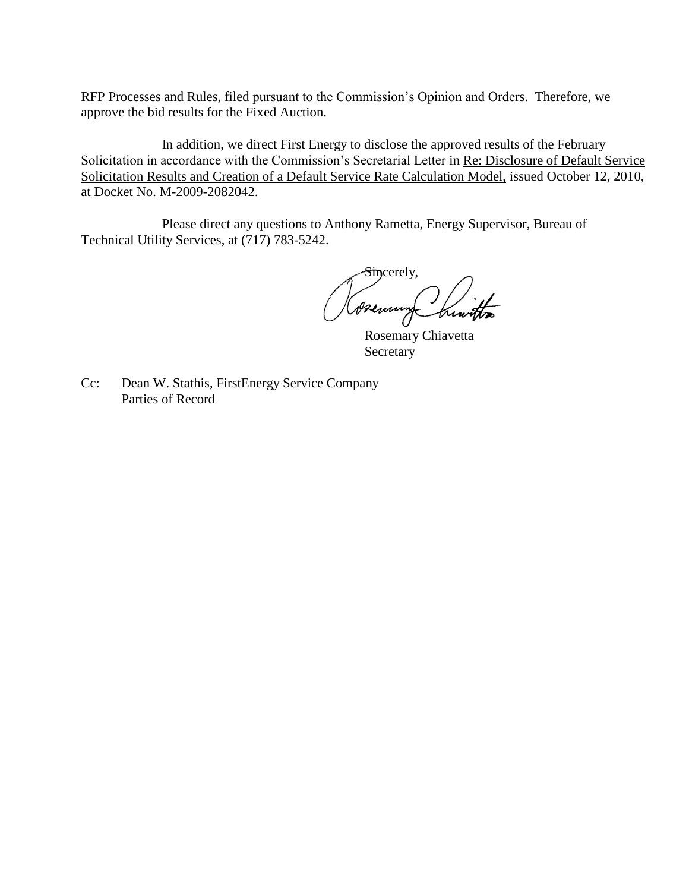RFP Processes and Rules, filed pursuant to the Commission's Opinion and Orders. Therefore, we approve the bid results for the Fixed Auction.

In addition, we direct First Energy to disclose the approved results of the February Solicitation in accordance with the Commission's Secretarial Letter in Re: Disclosure of Default Service Solicitation Results and Creation of a Default Service Rate Calculation Model, issued October 12, 2010, at Docket No. M-2009-2082042.

Please direct any questions to Anthony Rametta, Energy Supervisor, Bureau of Technical Utility Services, at (717) 783-5242.

Sincerely,

Rosemary Chiavetta
Secretary

Cc: Dean W. Stathis, FirstEnergy Service Company
Parties of Record